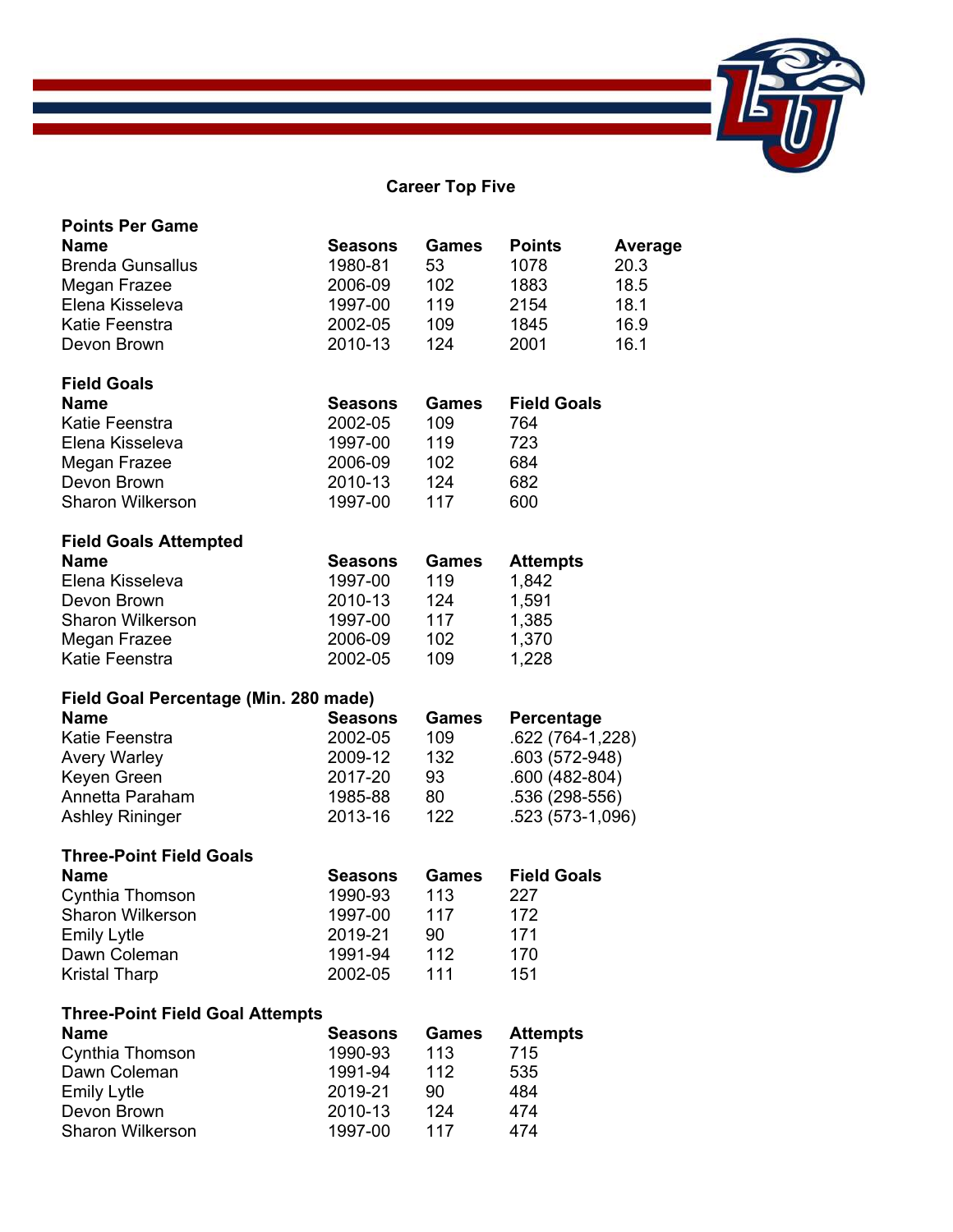# Career Top Five

## Points Per Game

| Name | Seasons | Games | Points | Average |
|---|---|---|---|---|
| Brenda Gunsallus | 1980-81 | 53 | 1078 | 20.3 |
| Megan Frazee | 2006-09 | 102 | 1883 | 18.5 |
| Elena Kisseleva | 1997-00 | 119 | 2154 | 18.1 |
| Katie Feenstra | 2002-05 | 109 | 1845 | 16.9 |
| Devon Brown | 2010-13 | 124 | 2001 | 16.1 |

## Field Goals

| Name | Seasons | Games | Field Goals |
|---|---|---|---|
| Katie Feenstra | 2002-05 | 109 | 764 |
| Elena Kisseleva | 1997-00 | 119 | 723 |
| Megan Frazee | 2006-09 | 102 | 684 |
| Devon Brown | 2010-13 | 124 | 682 |
| Sharon Wilkerson | 1997-00 | 117 | 600 |

## Field Goals Attempted

| Name | Seasons | Games | Attempts |
|---|---|---|---|
| Elena Kisseleva | 1997-00 | 119 | 1,842 |
| Devon Brown | 2010-13 | 124 | 1,591 |
| Sharon Wilkerson | 1997-00 | 117 | 1,385 |
| Megan Frazee | 2006-09 | 102 | 1,370 |
| Katie Feenstra | 2002-05 | 109 | 1,228 |

## Field Goal Percentage (Min. 280 made)

| Name | Seasons | Games | Percentage |
|---|---|---|---|
| Katie Feenstra | 2002-05 | 109 | .622 (764-1,228) |
| Avery Warley | 2009-12 | 132 | .603 (572-948) |
| Keyen Green | 2017-20 | 93 | .600 (482-804) |
| Annetta Paraham | 1985-88 | 80 | .536 (298-556) |
| Ashley Rininger | 2013-16 | 122 | .523 (573-1,096) |

## Three-Point Field Goals

| Name | Seasons | Games | Field Goals |
|---|---|---|---|
| Cynthia Thomson | 1990-93 | 113 | 227 |
| Sharon Wilkerson | 1997-00 | 117 | 172 |
| Emily Lytle | 2019-21 | 90 | 171 |
| Dawn Coleman | 1991-94 | 112 | 170 |
| Kristal Tharp | 2002-05 | 111 | 151 |

## Three-Point Field Goal Attempts

| Name | Seasons | Games | Attempts |
|---|---|---|---|
| Cynthia Thomson | 1990-93 | 113 | 715 |
| Dawn Coleman | 1991-94 | 112 | 535 |
| Emily Lytle | 2019-21 | 90 | 484 |
| Devon Brown | 2010-13 | 124 | 474 |
| Sharon Wilkerson | 1997-00 | 117 | 474 |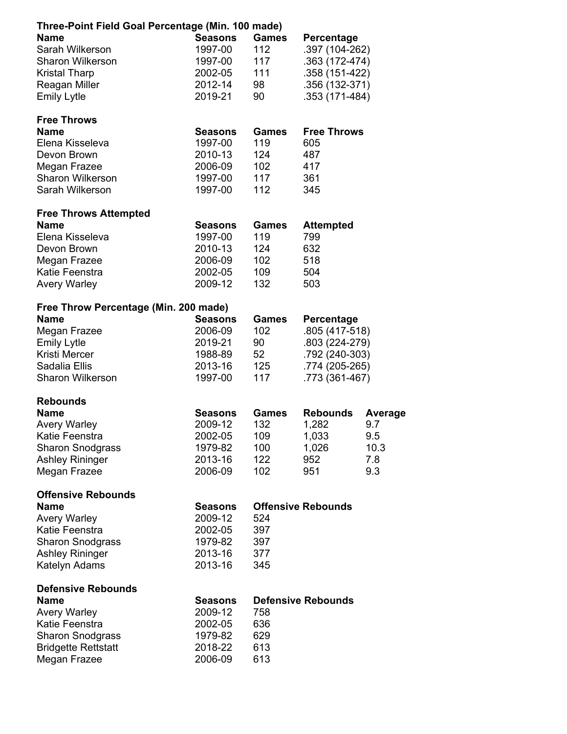### Three-Point Field Goal Percentage (Min. 100 made)

| Name | Seasons | Games | Percentage |
|---|---|---|---|
| Sarah Wilkerson | 1997-00 | 112 | .397 (104-262) |
| Sharon Wilkerson | 1997-00 | 117 | .363 (172-474) |
| Kristal Tharp | 2002-05 | 111 | .358 (151-422) |
| Reagan Miller | 2012-14 | 98 | .356 (132-371) |
| Emily Lytle | 2019-21 | 90 | .353 (171-484) |

### Free Throws

| Name | Seasons | Games | Free Throws |
|---|---|---|---|
| Elena Kisseleva | 1997-00 | 119 | 605 |
| Devon Brown | 2010-13 | 124 | 487 |
| Megan Frazee | 2006-09 | 102 | 417 |
| Sharon Wilkerson | 1997-00 | 117 | 361 |
| Sarah Wilkerson | 1997-00 | 112 | 345 |

### Free Throws Attempted

| Name | Seasons | Games | Attempted |
|---|---|---|---|
| Elena Kisseleva | 1997-00 | 119 | 799 |
| Devon Brown | 2010-13 | 124 | 632 |
| Megan Frazee | 2006-09 | 102 | 518 |
| Katie Feenstra | 2002-05 | 109 | 504 |
| Avery Warley | 2009-12 | 132 | 503 |

### Free Throw Percentage (Min. 200 made)

| Name | Seasons | Games | Percentage |
|---|---|---|---|
| Megan Frazee | 2006-09 | 102 | .805 (417-518) |
| Emily Lytle | 2019-21 | 90 | .803 (224-279) |
| Kristi Mercer | 1988-89 | 52 | .792 (240-303) |
| Sadalia Ellis | 2013-16 | 125 | .774 (205-265) |
| Sharon Wilkerson | 1997-00 | 117 | .773 (361-467) |

### Rebounds

| Name | Seasons | Games | Rebounds | Average |
|---|---|---|---|---|
| Avery Warley | 2009-12 | 132 | 1,282 | 9.7 |
| Katie Feenstra | 2002-05 | 109 | 1,033 | 9.5 |
| Sharon Snodgrass | 1979-82 | 100 | 1,026 | 10.3 |
| Ashley Rininger | 2013-16 | 122 | 952 | 7.8 |
| Megan Frazee | 2006-09 | 102 | 951 | 9.3 |

### Offensive Rebounds

| Name | Seasons | Offensive Rebounds |
|---|---|---|
| Avery Warley | 2009-12 | 524 |
| Katie Feenstra | 2002-05 | 397 |
| Sharon Snodgrass | 1979-82 | 397 |
| Ashley Rininger | 2013-16 | 377 |
| Katelyn Adams | 2013-16 | 345 |

### Defensive Rebounds

| Name | Seasons | Defensive Rebounds |
|---|---|---|
| Avery Warley | 2009-12 | 758 |
| Katie Feenstra | 2002-05 | 636 |
| Sharon Snodgrass | 1979-82 | 629 |
| Bridgette Rettstatt | 2018-22 | 613 |
| Megan Frazee | 2006-09 | 613 |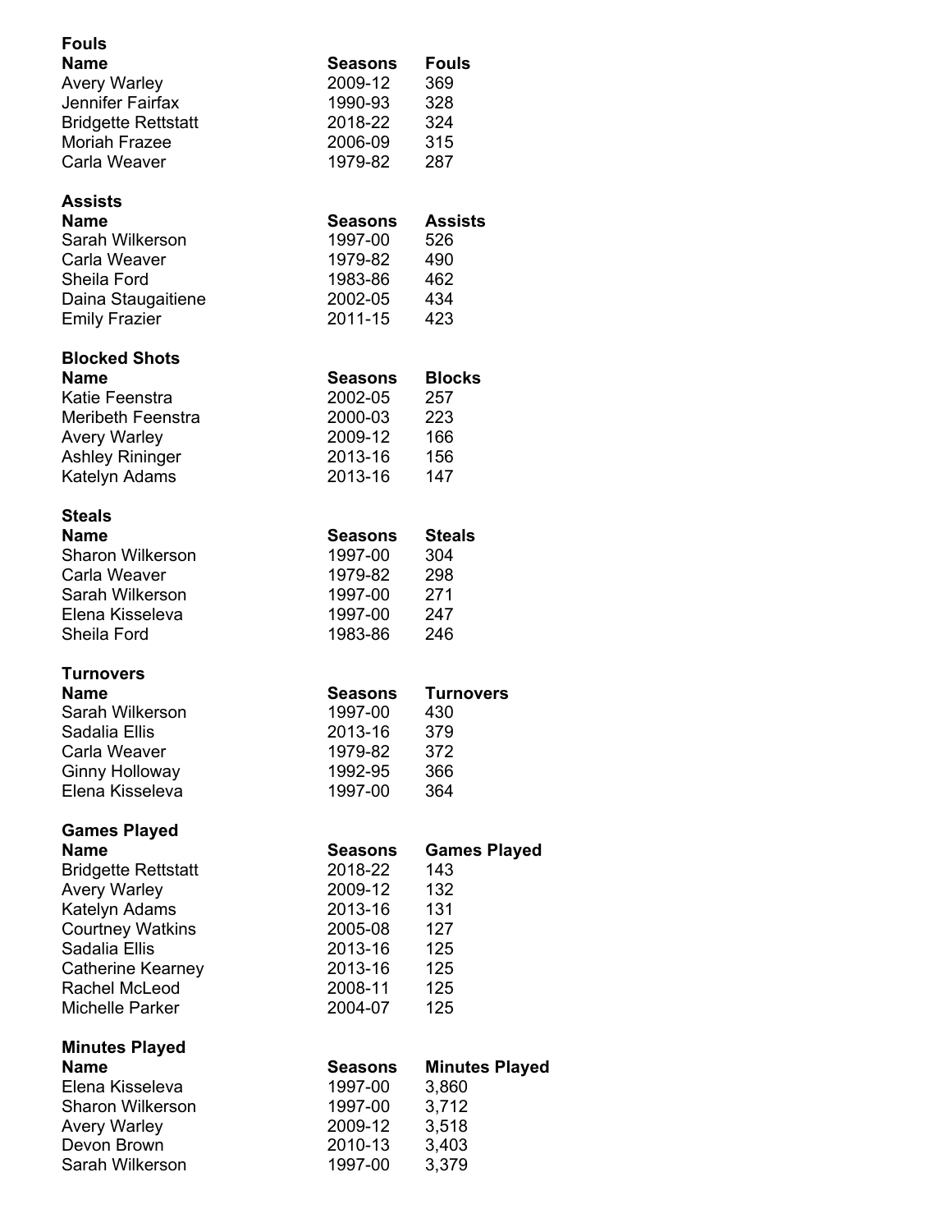## Fouls

| Name | Seasons | Fouls |
|---|---|---|
| Avery Warley | 2009-12 | 369 |
| Jennifer Fairfax | 1990-93 | 328 |
| Bridgette Rettstatt | 2018-22 | 324 |
| Moriah Frazee | 2006-09 | 315 |
| Carla Weaver | 1979-82 | 287 |

## Assists

| Name | Seasons | Assists |
|---|---|---|
| Sarah Wilkerson | 1997-00 | 526 |
| Carla Weaver | 1979-82 | 490 |
| Sheila Ford | 1983-86 | 462 |
| Daina Staugaitiene | 2002-05 | 434 |
| Emily Frazier | 2011-15 | 423 |

## Blocked Shots

| Name | Seasons | Blocks |
|---|---|---|
| Katie Feenstra | 2002-05 | 257 |
| Meribeth Feenstra | 2000-03 | 223 |
| Avery Warley | 2009-12 | 166 |
| Ashley Rininger | 2013-16 | 156 |
| Katelyn Adams | 2013-16 | 147 |

## Steals

| Name | Seasons | Steals |
|---|---|---|
| Sharon Wilkerson | 1997-00 | 304 |
| Carla Weaver | 1979-82 | 298 |
| Sarah Wilkerson | 1997-00 | 271 |
| Elena Kisseleva | 1997-00 | 247 |
| Sheila Ford | 1983-86 | 246 |

## Turnovers

| Name | Seasons | Turnovers |
|---|---|---|
| Sarah Wilkerson | 1997-00 | 430 |
| Sadalia Ellis | 2013-16 | 379 |
| Carla Weaver | 1979-82 | 372 |
| Ginny Holloway | 1992-95 | 366 |
| Elena Kisseleva | 1997-00 | 364 |

## Games Played

| Name | Seasons | Games Played |
|---|---|---|
| Bridgette Rettstatt | 2018-22 | 143 |
| Avery Warley | 2009-12 | 132 |
| Katelyn Adams | 2013-16 | 131 |
| Courtney Watkins | 2005-08 | 127 |
| Sadalia Ellis | 2013-16 | 125 |
| Catherine Kearney | 2013-16 | 125 |
| Rachel McLeod | 2008-11 | 125 |
| Michelle Parker | 2004-07 | 125 |

## Minutes Played

| Name | Seasons | Minutes Played |
|---|---|---|
| Elena Kisseleva | 1997-00 | 3,860 |
| Sharon Wilkerson | 1997-00 | 3,712 |
| Avery Warley | 2009-12 | 3,518 |
| Devon Brown | 2010-13 | 3,403 |
| Sarah Wilkerson | 1997-00 | 3,379 |